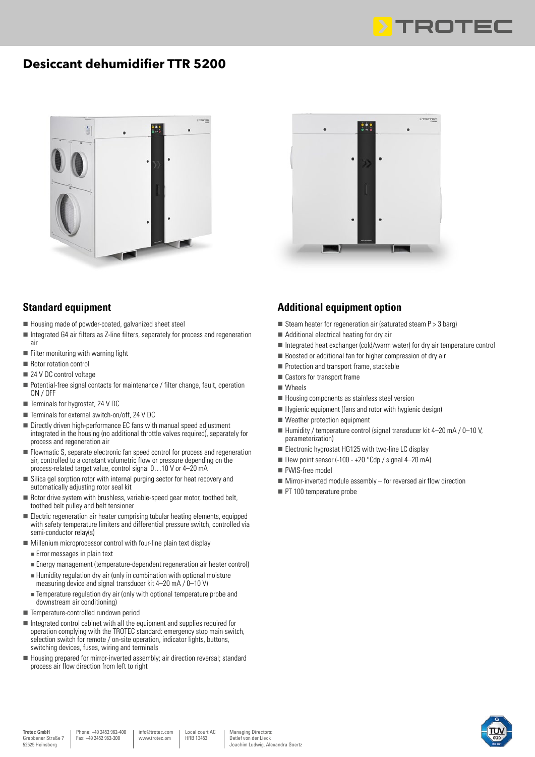# Desiccant dehumidifier TTR 5200

## Standard equipment

- Housing made of powder-coated, galvanized sheet steel
- Integrated G4 air filters as Z-line filters, separately for process and regeneration air
- Filter monitoring with warning light
- Rotor rotation control
- 24 V DC control voltage
- Potential-free signal contacts for maintenance / filter change, fault, operation ON / OFF
- Terminals for hygrostat, 24 V DC
- Terminals for external switch-on/off, 24 V DC
- Directly driven high-performance EC fans with manual speed adjustment integrated in the housing (no additional throttle valves required), separately for process and regeneration air
- Flowmatic S, separate electronic fan speed control for process and regeneration air, controlled to a constant volumetric flow or pressure depending on the process-related target value, control signal 0…10 V or 4–20 mA
- Silica gel sorption rotor with internal purging sector for heat recovery and automatically adjusting rotor seal kit
- Rotor drive system with brushless, variable-speed gear motor, toothed belt, toothed belt pulley and belt tensioner
- Electric regeneration air heater comprising tubular heating elements, equipped with safety temperature limiters and differential pressure switch, controlled via semi-conductor relay(s)
- Millenium microprocessor control with four-line plain text display
  - Error messages in plain text
  - Energy management (temperature-dependent regeneration air heater control)
  - Humidity regulation dry air (only in combination with optional moisture measuring device and signal transducer kit 4–20 mA / 0–10 V)
  - Temperature regulation dry air (only with optional temperature probe and downstream air conditioning)
- Temperature-controlled rundown period
- Integrated control cabinet with all the equipment and supplies required for operation complying with the TROTEC standard: emergency stop main switch, selection switch for remote / on-site operation, indicator lights, buttons, switching devices, fuses, wiring and terminals
- Housing prepared for mirror-inverted assembly; air direction reversal; standard process air flow direction from left to right

## Additional equipment option

- Steam heater for regeneration air (saturated steam P > 3 barg)
- Additional electrical heating for dry air
- Integrated heat exchanger (cold/warm water) for dry air temperature control
- Boosted or additional fan for higher compression of dry air
- Protection and transport frame, stackable
- Castors for transport frame
- Wheels
- Housing components as stainless steel version
- Hygienic equipment (fans and rotor with hygienic design)
- Weather protection equipment
- Humidity / temperature control (signal transducer kit 4–20 mA / 0–10 V, parameterization)
- Electronic hygrostat HG125 with two-line LC display
- Dew point sensor (-100 - +20 °Cdp / signal 4–20 mA)
- PWIS-free model
- Mirror-inverted module assembly – for reversed air flow direction
- PT 100 temperature probe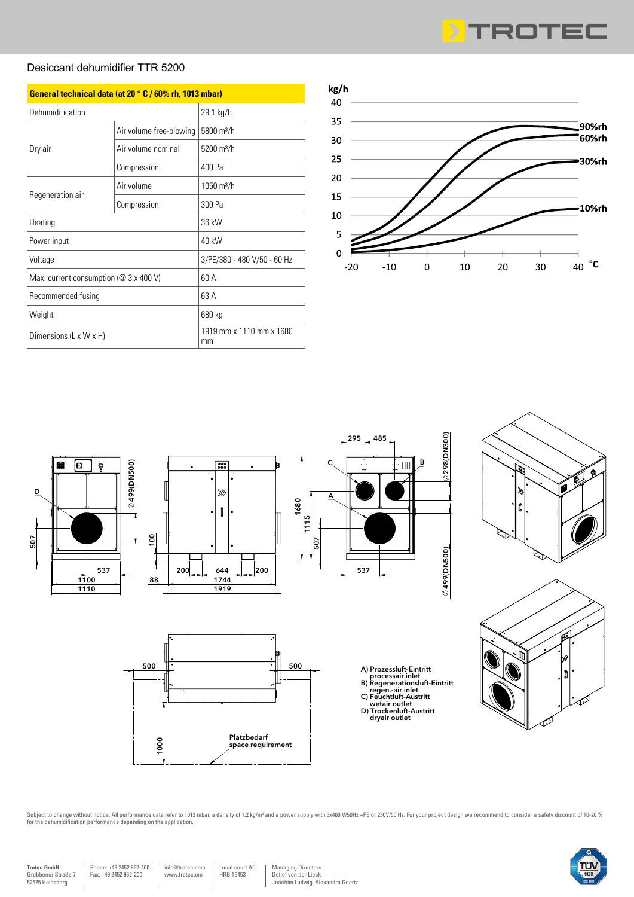# Desiccant dehumidifier TTR 5200

| General technical data (at 20 ° C / 60% rh, 1013 mbar) | | |
|---|---|---|
| Dehumidification | | 29.1 kg/h |
| Dry air | Air volume free-blowing | 5800 m³/h |
| | Air volume nominal | 5200 m³/h |
| | Compression | 400 Pa |
| Regeneration air | Air volume | 1050 m³/h |
| | Compression | 300 Pa |
| Heating | | 36 kW |
| Power input | | 40 kW |
| Voltage | | 3/PE/380 - 480 V/50 - 60 Hz |
| Max. current consumption (@ 3 x 400 V) | | 60 A |
| Recommended fusing | | 63 A |
| Weight | | 680 kg |
| Dimensions (L x W x H) | | 1919 mm x 1110 mm x 1680 mm |

kg/h

40
35
30
25
20
15
10
5
0

-20 -10 0 10 20 30 40 °C

90%rh
60%rh
30%rh
10%rh

D
507
537
1100
1110
⌀499(DN500)
100
88
200
644
200
1744
1919
1680
1115
507
295
485
C
A
B
537
⌀298(DN300)
⌀499(DN500)

500
500
1000
Platzbedarf
space requirement

A) Prozessluft-Eintritt
processair inlet
B) Regenerationsluft-Eintritt
regen.-air inlet
C) Feuchtluft-Austritt
wetair outlet
D) Trockenluft-Austritt
dryair outlet

Subject to change without notice. All performance data refer to 1013 mbar, a density of 1.2 kg/m³ and a power supply with 3x400 V/50Hz +PE or 230V/50 Hz. For your project design we recommend to consider a safety discount of 10-20 % for the dehumidification performance depending on the application.

Trotec GmbH
Grebbener Straße 7
52525 Heinsberg

Phone: +49 2452 962-400
Fax: +49 2452 962-200

info@trotec.com
www.trotec.com

Local court AC
HRB 13453

Managing Directors:
Detlef von der Lieck
Joachim Ludwig, Alexandra Goertz